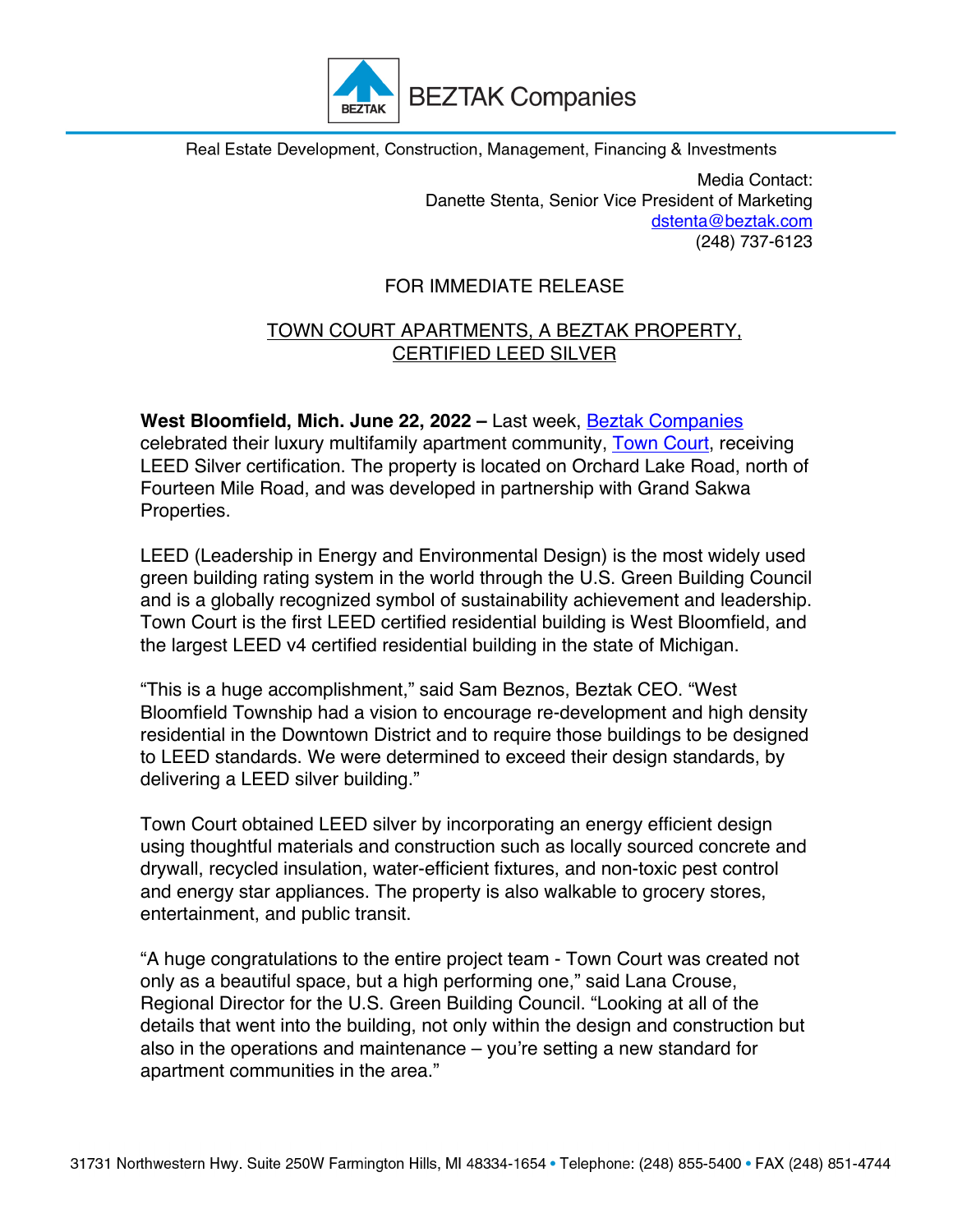BEZTAK Companies

Real Estate Development, Construction, Management, Financing & Investments

Media Contact:
Danette Stenta, Senior Vice President of Marketing
dstenta@beztak.com
(248) 737-6123

FOR IMMEDIATE RELEASE

TOWN COURT APARTMENTS, A BEZTAK PROPERTY, CERTIFIED LEED SILVER

**West Bloomfield, Mich. June 22, 2022 –** Last week, Beztak Companies celebrated their luxury multifamily apartment community, Town Court, receiving LEED Silver certification. The property is located on Orchard Lake Road, north of Fourteen Mile Road, and was developed in partnership with Grand Sakwa Properties.

LEED (Leadership in Energy and Environmental Design) is the most widely used green building rating system in the world through the U.S. Green Building Council and is a globally recognized symbol of sustainability achievement and leadership. Town Court is the first LEED certified residential building is West Bloomfield, and the largest LEED v4 certified residential building in the state of Michigan.

"This is a huge accomplishment," said Sam Beznos, Beztak CEO. "West Bloomfield Township had a vision to encourage re-development and high density residential in the Downtown District and to require those buildings to be designed to LEED standards. We were determined to exceed their design standards, by delivering a LEED silver building."

Town Court obtained LEED silver by incorporating an energy efficient design using thoughtful materials and construction such as locally sourced concrete and drywall, recycled insulation, water-efficient fixtures, and non-toxic pest control and energy star appliances. The property is also walkable to grocery stores, entertainment, and public transit.

"A huge congratulations to the entire project team - Town Court was created not only as a beautiful space, but a high performing one," said Lana Crouse, Regional Director for the U.S. Green Building Council. "Looking at all of the details that went into the building, not only within the design and construction but also in the operations and maintenance – you're setting a new standard for apartment communities in the area."

31731 Northwestern Hwy. Suite 250W Farmington Hills, MI 48334-1654 • Telephone: (248) 855-5400 • FAX (248) 851-4744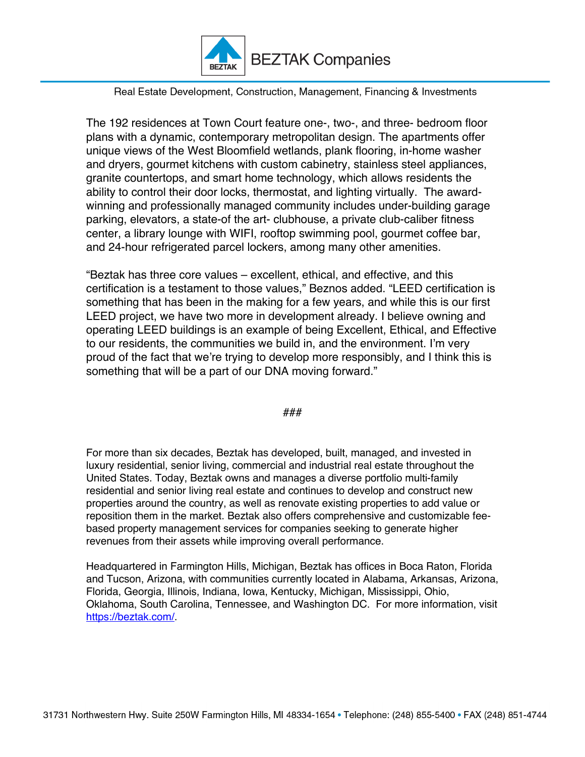The 192 residences at Town Court feature one-, two-, and three- bedroom floor plans with a dynamic, contemporary metropolitan design. The apartments offer unique views of the West Bloomfield wetlands, plank flooring, in-home washer and dryers, gourmet kitchens with custom cabinetry, stainless steel appliances, granite countertops, and smart home technology, which allows residents the ability to control their door locks, thermostat, and lighting virtually. The award-winning and professionally managed community includes under-building garage parking, elevators, a state-of the art- clubhouse, a private club-caliber fitness center, a library lounge with WIFI, rooftop swimming pool, gourmet coffee bar, and 24-hour refrigerated parcel lockers, among many other amenities.

"Beztak has three core values – excellent, ethical, and effective, and this certification is a testament to those values," Beznos added. "LEED certification is something that has been in the making for a few years, and while this is our first LEED project, we have two more in development already. I believe owning and operating LEED buildings is an example of being Excellent, Ethical, and Effective to our residents, the communities we build in, and the environment. I'm very proud of the fact that we're trying to develop more responsibly, and I think this is something that will be a part of our DNA moving forward."

###

For more than six decades, Beztak has developed, built, managed, and invested in luxury residential, senior living, commercial and industrial real estate throughout the United States. Today, Beztak owns and manages a diverse portfolio multi-family residential and senior living real estate and continues to develop and construct new properties around the country, as well as renovate existing properties to add value or reposition them in the market. Beztak also offers comprehensive and customizable fee-based property management services for companies seeking to generate higher revenues from their assets while improving overall performance.

Headquartered in Farmington Hills, Michigan, Beztak has offices in Boca Raton, Florida and Tucson, Arizona, with communities currently located in Alabama, Arkansas, Arizona, Florida, Georgia, Illinois, Indiana, Iowa, Kentucky, Michigan, Mississippi, Ohio, Oklahoma, South Carolina, Tennessee, and Washington DC. For more information, visit https://beztak.com/.